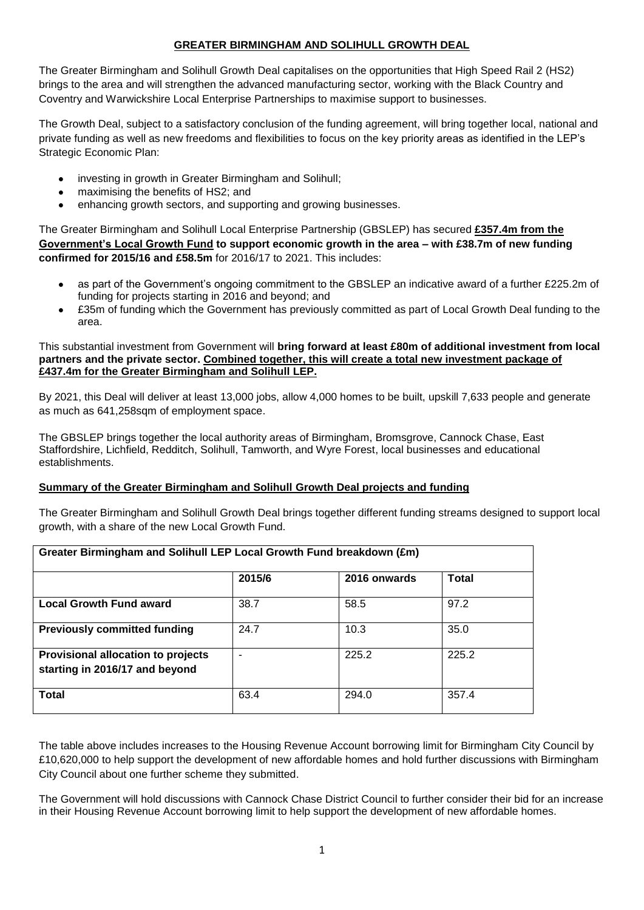# GREATER BIRMINGHAM AND SOLIHULL GROWTH DEAL

The Greater Birmingham and Solihull Growth Deal capitalises on the opportunities that High Speed Rail 2 (HS2) brings to the area and will strengthen the advanced manufacturing sector, working with the Black Country and Coventry and Warwickshire Local Enterprise Partnerships to maximise support to businesses.

The Growth Deal, subject to a satisfactory conclusion of the funding agreement, will bring together local, national and private funding as well as new freedoms and flexibilities to focus on the key priority areas as identified in the LEP's Strategic Economic Plan:

- investing in growth in Greater Birmingham and Solihull;
- maximising the benefits of HS2; and
- enhancing growth sectors, and supporting and growing businesses.

The Greater Birmingham and Solihull Local Enterprise Partnership (GBSLEP) has secured **£357.4m from the Government's Local Growth Fund to support economic growth in the area – with £38.7m of new funding confirmed for 2015/16 and £58.5m** for 2016/17 to 2021. This includes:

- as part of the Government's ongoing commitment to the GBSLEP an indicative award of a further £225.2m of funding for projects starting in 2016 and beyond; and
- £35m of funding which the Government has previously committed as part of Local Growth Deal funding to the area.

This substantial investment from Government will **bring forward at least £80m of additional investment from local partners and the private sector. Combined together, this will create a total new investment package of £437.4m for the Greater Birmingham and Solihull LEP.**

By 2021, this Deal will deliver at least 13,000 jobs, allow 4,000 homes to be built, upskill 7,633 people and generate as much as 641,258sqm of employment space.

The GBSLEP brings together the local authority areas of Birmingham, Bromsgrove, Cannock Chase, East Staffordshire, Lichfield, Redditch, Solihull, Tamworth, and Wyre Forest, local businesses and educational establishments.

## Summary of the Greater Birmingham and Solihull Growth Deal projects and funding

The Greater Birmingham and Solihull Growth Deal brings together different funding streams designed to support local growth, with a share of the new Local Growth Fund.

| Greater Birmingham and Solihull LEP Local Growth Fund breakdown (£m) | | | |
|---|---|---|---|
| | **2015/6** | **2016 onwards** | **Total** |
| **Local Growth Fund award** | 38.7 | 58.5 | 97.2 |
| **Previously committed funding** | 24.7 | 10.3 | 35.0 |
| **Provisional allocation to projects starting in 2016/17 and beyond** | - | 225.2 | 225.2 |
| **Total** | 63.4 | 294.0 | 357.4 |

The table above includes increases to the Housing Revenue Account borrowing limit for Birmingham City Council by £10,620,000 to help support the development of new affordable homes and hold further discussions with Birmingham City Council about one further scheme they submitted.

The Government will hold discussions with Cannock Chase District Council to further consider their bid for an increase in their Housing Revenue Account borrowing limit to help support the development of new affordable homes.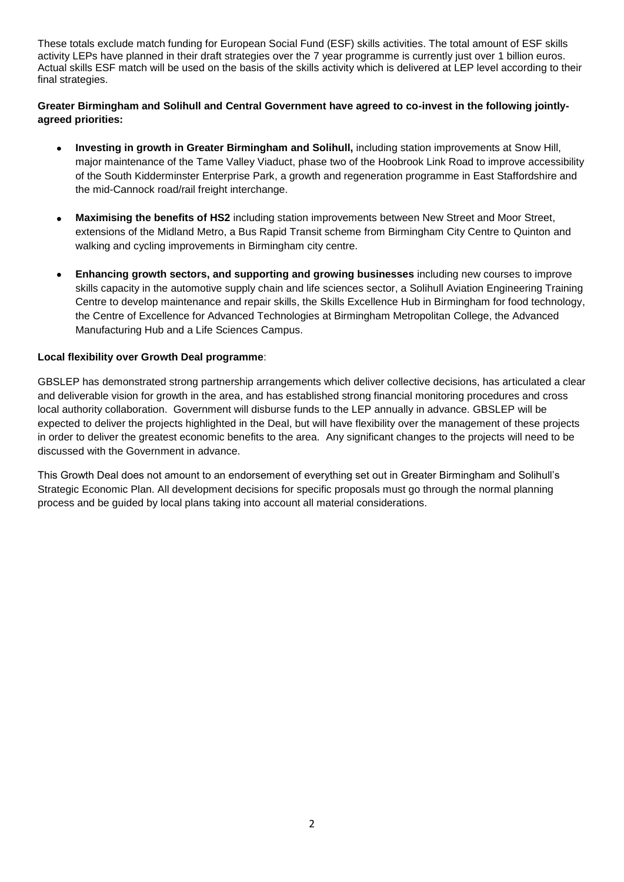These totals exclude match funding for European Social Fund (ESF) skills activities. The total amount of ESF skills activity LEPs have planned in their draft strategies over the 7 year programme is currently just over 1 billion euros. Actual skills ESF match will be used on the basis of the skills activity which is delivered at LEP level according to their final strategies.

**Greater Birmingham and Solihull and Central Government have agreed to co-invest in the following jointly-agreed priorities:**

- **Investing in growth in Greater Birmingham and Solihull,** including station improvements at Snow Hill, major maintenance of the Tame Valley Viaduct, phase two of the Hoobrook Link Road to improve accessibility of the South Kidderminster Enterprise Park, a growth and regeneration programme in East Staffordshire and the mid-Cannock road/rail freight interchange.

- **Maximising the benefits of HS2** including station improvements between New Street and Moor Street, extensions of the Midland Metro, a Bus Rapid Transit scheme from Birmingham City Centre to Quinton and walking and cycling improvements in Birmingham city centre.

- **Enhancing growth sectors, and supporting and growing businesses** including new courses to improve skills capacity in the automotive supply chain and life sciences sector, a Solihull Aviation Engineering Training Centre to develop maintenance and repair skills, the Skills Excellence Hub in Birmingham for food technology, the Centre of Excellence for Advanced Technologies at Birmingham Metropolitan College, the Advanced Manufacturing Hub and a Life Sciences Campus.

**Local flexibility over Growth Deal programme**:

GBSLEP has demonstrated strong partnership arrangements which deliver collective decisions, has articulated a clear and deliverable vision for growth in the area, and has established strong financial monitoring procedures and cross local authority collaboration. Government will disburse funds to the LEP annually in advance. GBSLEP will be expected to deliver the projects highlighted in the Deal, but will have flexibility over the management of these projects in order to deliver the greatest economic benefits to the area. Any significant changes to the projects will need to be discussed with the Government in advance.

This Growth Deal does not amount to an endorsement of everything set out in Greater Birmingham and Solihull's Strategic Economic Plan. All development decisions for specific proposals must go through the normal planning process and be guided by local plans taking into account all material considerations.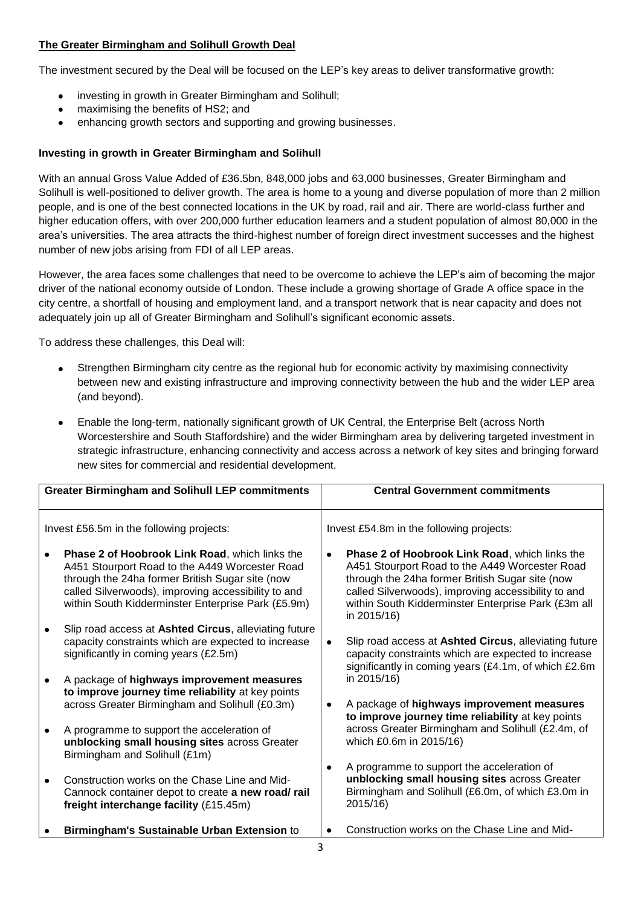**The Greater Birmingham and Solihull Growth Deal**

The investment secured by the Deal will be focused on the LEP's key areas to deliver transformative growth:

- investing in growth in Greater Birmingham and Solihull;
- maximising the benefits of HS2; and
- enhancing growth sectors and supporting and growing businesses.

**Investing in growth in Greater Birmingham and Solihull**

With an annual Gross Value Added of £36.5bn, 848,000 jobs and 63,000 businesses, Greater Birmingham and Solihull is well-positioned to deliver growth. The area is home to a young and diverse population of more than 2 million people, and is one of the best connected locations in the UK by road, rail and air. There are world-class further and higher education offers, with over 200,000 further education learners and a student population of almost 80,000 in the area's universities. The area attracts the third-highest number of foreign direct investment successes and the highest number of new jobs arising from FDI of all LEP areas.

However, the area faces some challenges that need to be overcome to achieve the LEP's aim of becoming the major driver of the national economy outside of London. These include a growing shortage of Grade A office space in the city centre, a shortfall of housing and employment land, and a transport network that is near capacity and does not adequately join up all of Greater Birmingham and Solihull's significant economic assets.

To address these challenges, this Deal will:

- Strengthen Birmingham city centre as the regional hub for economic activity by maximising connectivity between new and existing infrastructure and improving connectivity between the hub and the wider LEP area (and beyond).
- Enable the long-term, nationally significant growth of UK Central, the Enterprise Belt (across North Worcestershire and South Staffordshire) and the wider Birmingham area by delivering targeted investment in strategic infrastructure, enhancing connectivity and access across a network of key sites and bringing forward new sites for commercial and residential development.

| Greater Birmingham and Solihull LEP commitments | Central Government commitments |
|---|---|
| Invest £56.5m in the following projects:<br><br>• **Phase 2 of Hoobrook Link Road**, which links the A451 Stourport Road to the A449 Worcester Road through the 24ha former British Sugar site (now called Silverwoods), improving accessibility to and within South Kidderminster Enterprise Park (£5.9m)<br><br>• Slip road access at **Ashted Circus**, alleviating future capacity constraints which are expected to increase significantly in coming years (£2.5m)<br><br>• A package of **highways improvement measures to improve journey time reliability** at key points across Greater Birmingham and Solihull (£0.3m)<br><br>• A programme to support the acceleration of **unblocking small housing sites** across Greater Birmingham and Solihull (£1m)<br><br>• Construction works on the Chase Line and Mid-Cannock container depot to create **a new road/ rail freight interchange facility** (£15.45m)<br><br>• **Birmingham's Sustainable Urban Extension** to | Invest £54.8m in the following projects:<br><br>• **Phase 2 of Hoobrook Link Road**, which links the A451 Stourport Road to the A449 Worcester Road through the 24ha former British Sugar site (now called Silverwoods), improving accessibility to and within South Kidderminster Enterprise Park (£3m all in 2015/16)<br><br>• Slip road access at **Ashted Circus**, alleviating future capacity constraints which are expected to increase significantly in coming years (£4.1m, of which £2.6m in 2015/16)<br><br>• A package of **highways improvement measures to improve journey time reliability** at key points across Greater Birmingham and Solihull (£2.4m, of which £0.6m in 2015/16)<br><br>• A programme to support the acceleration of **unblocking small housing sites** across Greater Birmingham and Solihull (£6.0m, of which £3.0m in 2015/16)<br><br>• Construction works on the Chase Line and Mid- |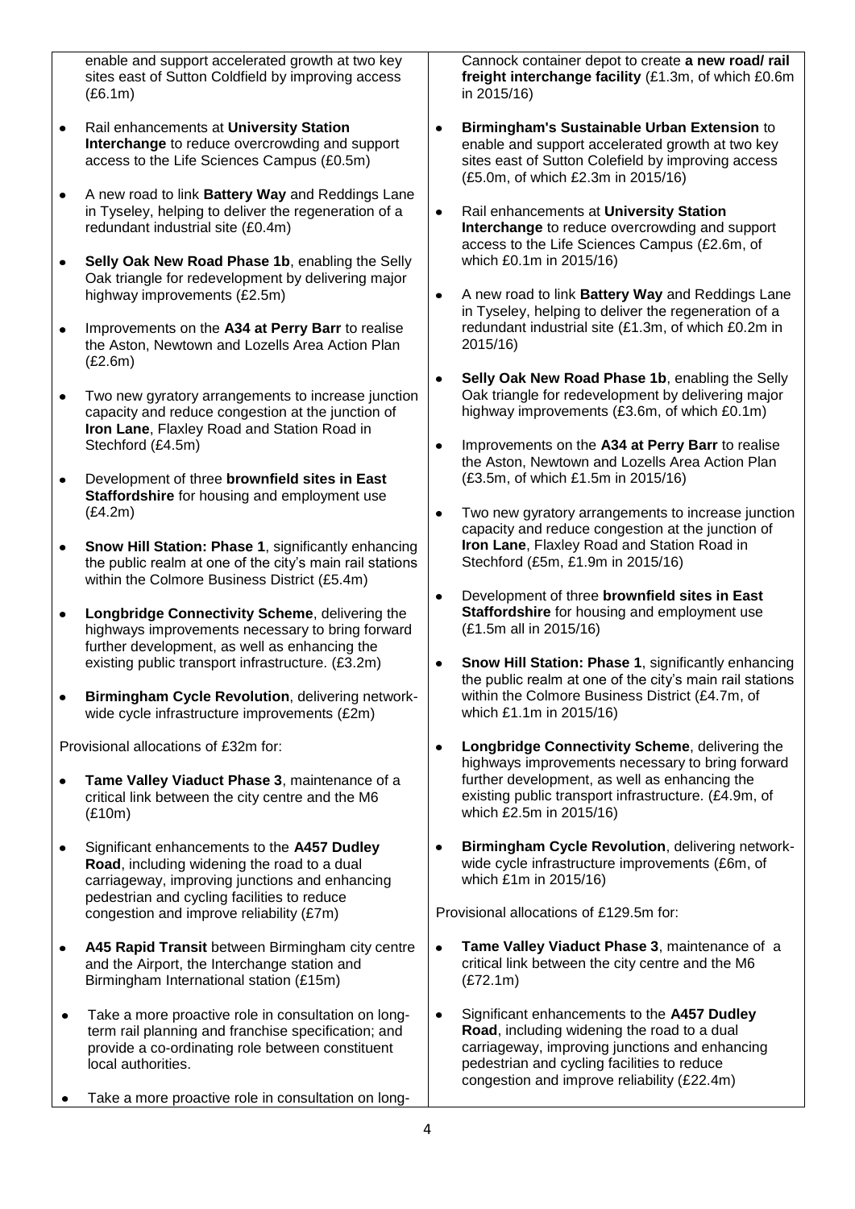enable and support accelerated growth at two key sites east of Sutton Coldfield by improving access (£6.1m)

- Rail enhancements at **University Station Interchange** to reduce overcrowding and support access to the Life Sciences Campus (£0.5m)
- A new road to link **Battery Way** and Reddings Lane in Tyseley, helping to deliver the regeneration of a redundant industrial site (£0.4m)
- **Selly Oak New Road Phase 1b**, enabling the Selly Oak triangle for redevelopment by delivering major highway improvements (£2.5m)
- Improvements on the **A34 at Perry Barr** to realise the Aston, Newtown and Lozells Area Action Plan (£2.6m)
- Two new gyratory arrangements to increase junction capacity and reduce congestion at the junction of **Iron Lane**, Flaxley Road and Station Road in Stechford (£4.5m)
- Development of three **brownfield sites in East Staffordshire** for housing and employment use (£4.2m)
- **Snow Hill Station: Phase 1**, significantly enhancing the public realm at one of the city's main rail stations within the Colmore Business District (£5.4m)
- **Longbridge Connectivity Scheme**, delivering the highways improvements necessary to bring forward further development, as well as enhancing the existing public transport infrastructure. (£3.2m)
- **Birmingham Cycle Revolution**, delivering network-wide cycle infrastructure improvements (£2m)

Provisional allocations of £32m for:

- **Tame Valley Viaduct Phase 3**, maintenance of a critical link between the city centre and the M6 (£10m)
- Significant enhancements to the **A457 Dudley Road**, including widening the road to a dual carriageway, improving junctions and enhancing pedestrian and cycling facilities to reduce congestion and improve reliability (£7m)
- **A45 Rapid Transit** between Birmingham city centre and the Airport, the Interchange station and Birmingham International station (£15m)
- Take a more proactive role in consultation on long-term rail planning and franchise specification; and provide a co-ordinating role between constituent local authorities.
- Take a more proactive role in consultation on long-

Cannock container depot to create **a new road/ rail freight interchange facility** (£1.3m, of which £0.6m in 2015/16)

- **Birmingham's Sustainable Urban Extension** to enable and support accelerated growth at two key sites east of Sutton Colefield by improving access (£5.0m, of which £2.3m in 2015/16)
- Rail enhancements at **University Station Interchange** to reduce overcrowding and support access to the Life Sciences Campus (£2.6m, of which £0.1m in 2015/16)
- A new road to link **Battery Way** and Reddings Lane in Tyseley, helping to deliver the regeneration of a redundant industrial site (£1.3m, of which £0.2m in 2015/16)
- **Selly Oak New Road Phase 1b**, enabling the Selly Oak triangle for redevelopment by delivering major highway improvements (£3.6m, of which £0.1m)
- Improvements on the **A34 at Perry Barr** to realise the Aston, Newtown and Lozells Area Action Plan (£3.5m, of which £1.5m in 2015/16)
- Two new gyratory arrangements to increase junction capacity and reduce congestion at the junction of **Iron Lane**, Flaxley Road and Station Road in Stechford (£5m, £1.9m in 2015/16)
- Development of three **brownfield sites in East Staffordshire** for housing and employment use (£1.5m all in 2015/16)
- **Snow Hill Station: Phase 1**, significantly enhancing the public realm at one of the city's main rail stations within the Colmore Business District (£4.7m, of which £1.1m in 2015/16)
- **Longbridge Connectivity Scheme**, delivering the highways improvements necessary to bring forward further development, as well as enhancing the existing public transport infrastructure. (£4.9m, of which £2.5m in 2015/16)
- **Birmingham Cycle Revolution**, delivering network-wide cycle infrastructure improvements (£6m, of which £1m in 2015/16)

Provisional allocations of £129.5m for:

- **Tame Valley Viaduct Phase 3**, maintenance of a critical link between the city centre and the M6 (£72.1m)
- Significant enhancements to the **A457 Dudley Road**, including widening the road to a dual carriageway, improving junctions and enhancing pedestrian and cycling facilities to reduce congestion and improve reliability (£22.4m)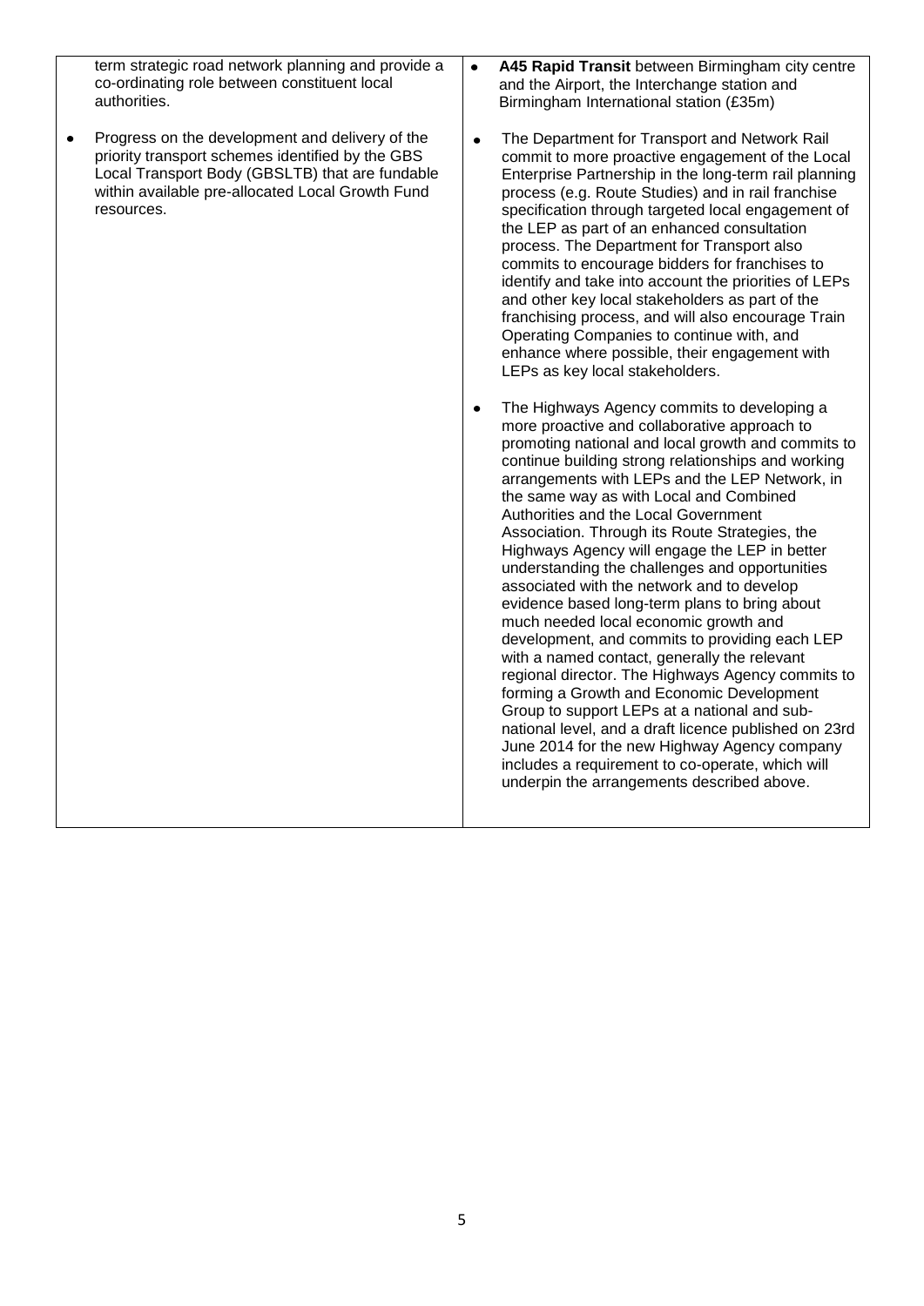| | |
|---|---|
| term strategic road network planning and provide a co-ordinating role between constituent local authorities.<br><br>• Progress on the development and delivery of the priority transport schemes identified by the GBS Local Transport Body (GBSLTB) that are fundable within available pre-allocated Local Growth Fund resources. | • **A45 Rapid Transit** between Birmingham city centre and the Airport, the Interchange station and Birmingham International station (£35m)<br><br>• The Department for Transport and Network Rail commit to more proactive engagement of the Local Enterprise Partnership in the long-term rail planning process (e.g. Route Studies) and in rail franchise specification through targeted local engagement of the LEP as part of an enhanced consultation process. The Department for Transport also commits to encourage bidders for franchises to identify and take into account the priorities of LEPs and other key local stakeholders as part of the franchising process, and will also encourage Train Operating Companies to continue with, and enhance where possible, their engagement with LEPs as key local stakeholders.<br><br>• The Highways Agency commits to developing a more proactive and collaborative approach to promoting national and local growth and commits to continue building strong relationships and working arrangements with LEPs and the LEP Network, in the same way as with Local and Combined Authorities and the Local Government Association. Through its Route Strategies, the Highways Agency will engage the LEP in better understanding the challenges and opportunities associated with the network and to develop evidence based long-term plans to bring about much needed local economic growth and development, and commits to providing each LEP with a named contact, generally the relevant regional director. The Highways Agency commits to forming a Growth and Economic Development Group to support LEPs at a national and sub-national level, and a draft licence published on 23rd June 2014 for the new Highway Agency company includes a requirement to co-operate, which will underpin the arrangements described above. |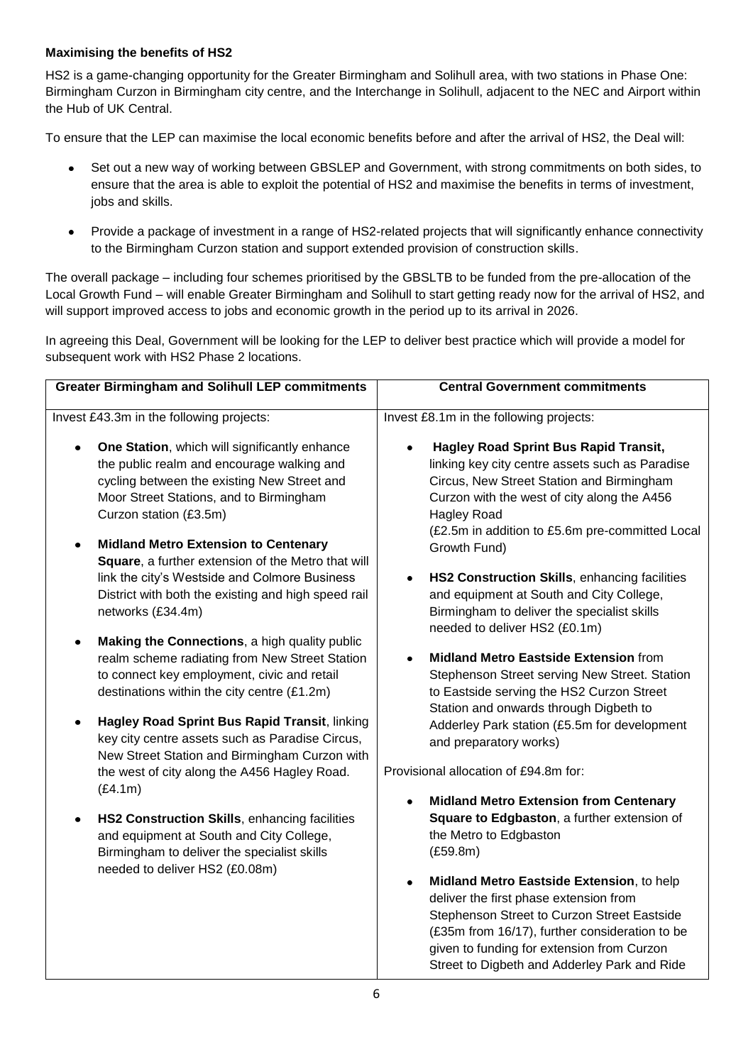**Maximising the benefits of HS2**

HS2 is a game-changing opportunity for the Greater Birmingham and Solihull area, with two stations in Phase One: Birmingham Curzon in Birmingham city centre, and the Interchange in Solihull, adjacent to the NEC and Airport within the Hub of UK Central.

To ensure that the LEP can maximise the local economic benefits before and after the arrival of HS2, the Deal will:

- Set out a new way of working between GBSLEP and Government, with strong commitments on both sides, to ensure that the area is able to exploit the potential of HS2 and maximise the benefits in terms of investment, jobs and skills.
- Provide a package of investment in a range of HS2-related projects that will significantly enhance connectivity to the Birmingham Curzon station and support extended provision of construction skills.

The overall package – including four schemes prioritised by the GBSLTB to be funded from the pre-allocation of the Local Growth Fund – will enable Greater Birmingham and Solihull to start getting ready now for the arrival of HS2, and will support improved access to jobs and economic growth in the period up to its arrival in 2026.

In agreeing this Deal, Government will be looking for the LEP to deliver best practice which will provide a model for subsequent work with HS2 Phase 2 locations.

| Greater Birmingham and Solihull LEP commitments | Central Government commitments |
|---|---|
| Invest £43.3m in the following projects:<br><br>• **One Station**, which will significantly enhance the public realm and encourage walking and cycling between the existing New Street and Moor Street Stations, and to Birmingham Curzon station (£3.5m)<br><br>• **Midland Metro Extension to Centenary Square**, a further extension of the Metro that will link the city's Westside and Colmore Business District with both the existing and high speed rail networks (£34.4m)<br><br>• **Making the Connections**, a high quality public realm scheme radiating from New Street Station to connect key employment, civic and retail destinations within the city centre (£1.2m)<br><br>• **Hagley Road Sprint Bus Rapid Transit**, linking key city centre assets such as Paradise Circus, New Street Station and Birmingham Curzon with the west of city along the A456 Hagley Road. (£4.1m)<br><br>• **HS2 Construction Skills**, enhancing facilities and equipment at South and City College, Birmingham to deliver the specialist skills needed to deliver HS2 (£0.08m) | Invest £8.1m in the following projects:<br><br>• **Hagley Road Sprint Bus Rapid Transit,** linking key city centre assets such as Paradise Circus, New Street Station and Birmingham Curzon with the west of city along the A456 Hagley Road (£2.5m in addition to £5.6m pre-committed Local Growth Fund)<br><br>• **HS2 Construction Skills**, enhancing facilities and equipment at South and City College, Birmingham to deliver the specialist skills needed to deliver HS2 (£0.1m)<br><br>• **Midland Metro Eastside Extension** from Stephenson Street serving New Street. Station to Eastside serving the HS2 Curzon Street Station and onwards through Digbeth to Adderley Park station (£5.5m for development and preparatory works)<br><br>Provisional allocation of £94.8m for:<br><br>• **Midland Metro Extension from Centenary Square to Edgbaston**, a further extension of the Metro to Edgbaston (£59.8m)<br><br>• **Midland Metro Eastside Extension**, to help deliver the first phase extension from Stephenson Street to Curzon Street Eastside (£35m from 16/17), further consideration to be given to funding for extension from Curzon Street to Digbeth and Adderley Park and Ride |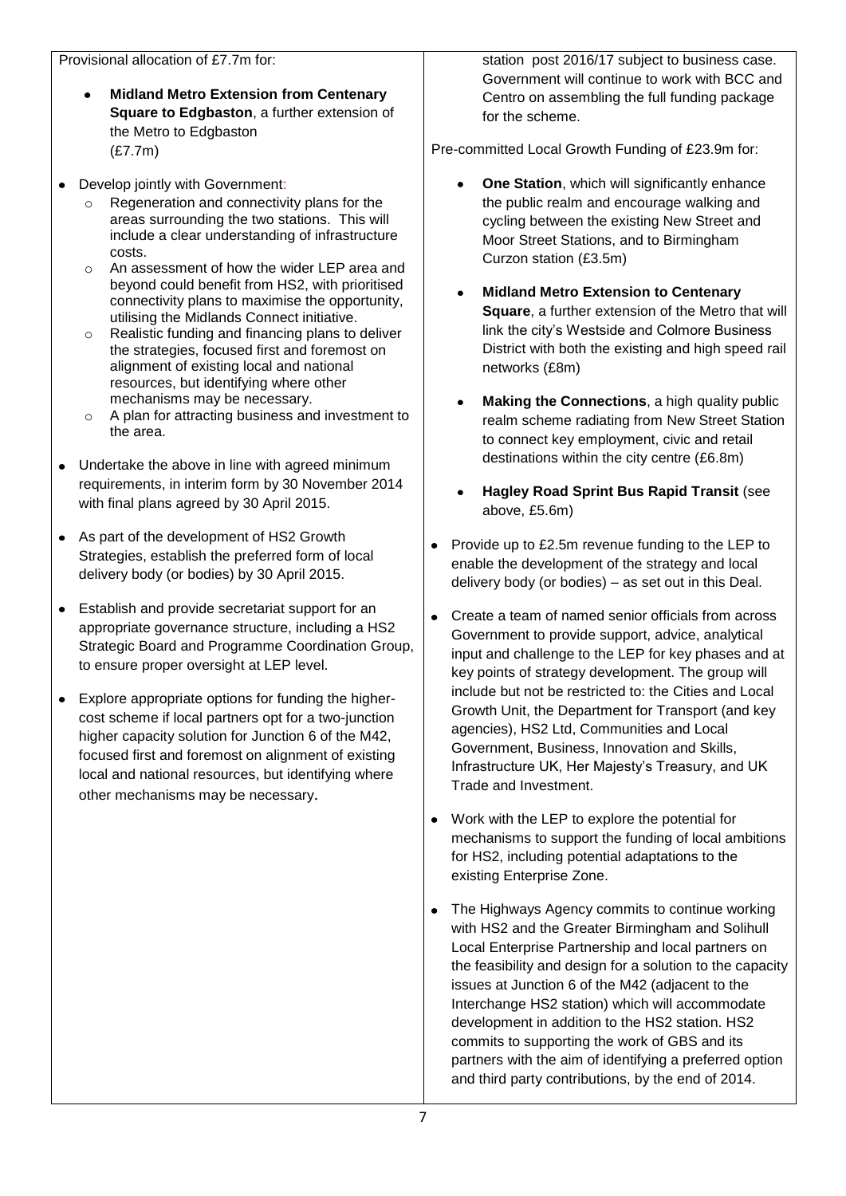| | |
|---|---|
| Provisional allocation of £7.7m for:<br><br>- **Midland Metro Extension from Centenary Square to Edgbaston**, a further extension of the Metro to Edgbaston (£7.7m)<br><br>- Develop jointly with Government:<br>  - Regeneration and connectivity plans for the areas surrounding the two stations. This will include a clear understanding of infrastructure costs.<br>  - An assessment of how the wider LEP area and beyond could benefit from HS2, with prioritised connectivity plans to maximise the opportunity, utilising the Midlands Connect initiative.<br>  - Realistic funding and financing plans to deliver the strategies, focused first and foremost on alignment of existing local and national resources, but identifying where other mechanisms may be necessary.<br>  - A plan for attracting business and investment to the area.<br>- Undertake the above in line with agreed minimum requirements, in interim form by 30 November 2014 with final plans agreed by 30 April 2015.<br>- As part of the development of HS2 Growth Strategies, establish the preferred form of local delivery body (or bodies) by 30 April 2015.<br>- Establish and provide secretariat support for an appropriate governance structure, including a HS2 Strategic Board and Programme Coordination Group, to ensure proper oversight at LEP level.<br>- Explore appropriate options for funding the higher-cost scheme if local partners opt for a two-junction higher capacity solution for Junction 6 of the M42, focused first and foremost on alignment of existing local and national resources, but identifying where other mechanisms may be necessary. | station post 2016/17 subject to business case. Government will continue to work with BCC and Centro on assembling the full funding package for the scheme.<br><br>Pre-committed Local Growth Funding of £23.9m for:<br><br>- **One Station**, which will significantly enhance the public realm and encourage walking and cycling between the existing New Street and Moor Street Stations, and to Birmingham Curzon station (£3.5m)<br>- **Midland Metro Extension to Centenary Square**, a further extension of the Metro that will link the city's Westside and Colmore Business District with both the existing and high speed rail networks (£8m)<br>- **Making the Connections**, a high quality public realm scheme radiating from New Street Station to connect key employment, civic and retail destinations within the city centre (£6.8m)<br>- **Hagley Road Sprint Bus Rapid Transit** (see above, £5.6m)<br><br>- Provide up to £2.5m revenue funding to the LEP to enable the development of the strategy and local delivery body (or bodies) – as set out in this Deal.<br>- Create a team of named senior officials from across Government to provide support, advice, analytical input and challenge to the LEP for key phases and at key points of strategy development. The group will include but not be restricted to: the Cities and Local Growth Unit, the Department for Transport (and key agencies), HS2 Ltd, Communities and Local Government, Business, Innovation and Skills, Infrastructure UK, Her Majesty's Treasury, and UK Trade and Investment.<br>- Work with the LEP to explore the potential for mechanisms to support the funding of local ambitions for HS2, including potential adaptations to the existing Enterprise Zone.<br>- The Highways Agency commits to continue working with HS2 and the Greater Birmingham and Solihull Local Enterprise Partnership and local partners on the feasibility and design for a solution to the capacity issues at Junction 6 of the M42 (adjacent to the Interchange HS2 station) which will accommodate development in addition to the HS2 station. HS2 commits to supporting the work of GBS and its partners with the aim of identifying a preferred option and third party contributions, by the end of 2014. |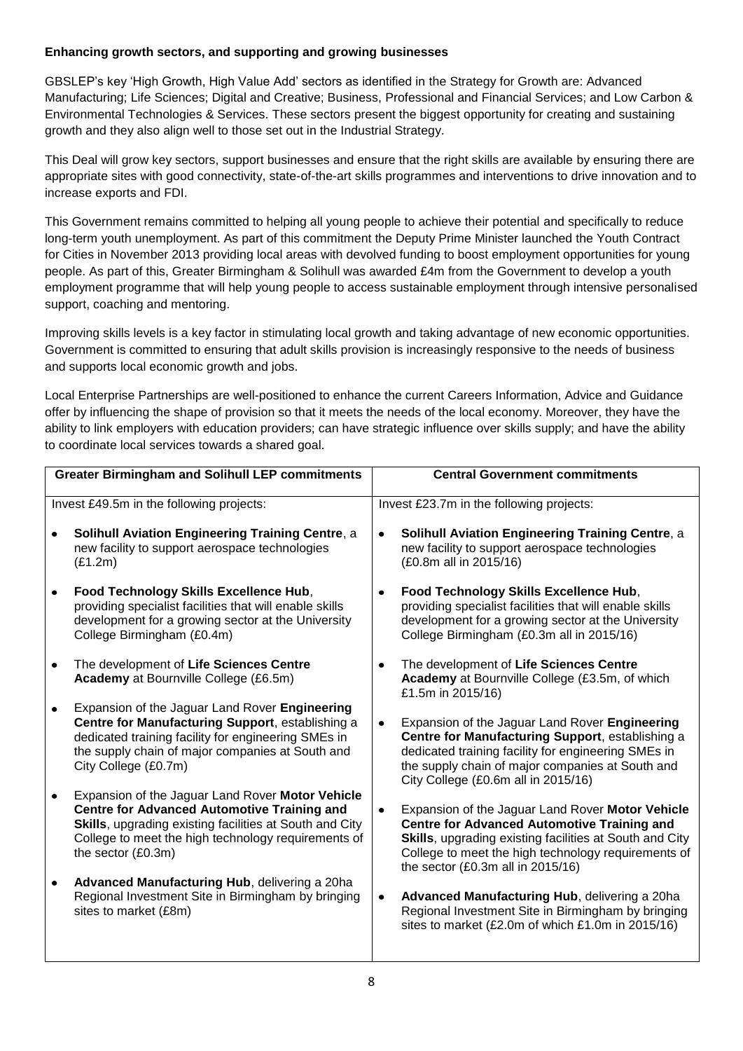**Enhancing growth sectors, and supporting and growing businesses**

GBSLEP's key 'High Growth, High Value Add' sectors as identified in the Strategy for Growth are: Advanced Manufacturing; Life Sciences; Digital and Creative; Business, Professional and Financial Services; and Low Carbon & Environmental Technologies & Services. These sectors present the biggest opportunity for creating and sustaining growth and they also align well to those set out in the Industrial Strategy.

This Deal will grow key sectors, support businesses and ensure that the right skills are available by ensuring there are appropriate sites with good connectivity, state-of-the-art skills programmes and interventions to drive innovation and to increase exports and FDI.

This Government remains committed to helping all young people to achieve their potential and specifically to reduce long-term youth unemployment. As part of this commitment the Deputy Prime Minister launched the Youth Contract for Cities in November 2013 providing local areas with devolved funding to boost employment opportunities for young people. As part of this, Greater Birmingham & Solihull was awarded £4m from the Government to develop a youth employment programme that will help young people to access sustainable employment through intensive personalised support, coaching and mentoring.

Improving skills levels is a key factor in stimulating local growth and taking advantage of new economic opportunities. Government is committed to ensuring that adult skills provision is increasingly responsive to the needs of business and supports local economic growth and jobs.

Local Enterprise Partnerships are well-positioned to enhance the current Careers Information, Advice and Guidance offer by influencing the shape of provision so that it meets the needs of the local economy. Moreover, they have the ability to link employers with education providers; can have strategic influence over skills supply; and have the ability to coordinate local services towards a shared goal.

| Greater Birmingham and Solihull LEP commitments | Central Government commitments |
|---|---|
| Invest £49.5m in the following projects: | Invest £23.7m in the following projects: |
| • **Solihull Aviation Engineering Training Centre**, a new facility to support aerospace technologies (£1.2m) | • **Solihull Aviation Engineering Training Centre**, a new facility to support aerospace technologies (£0.8m all in 2015/16) |
| • **Food Technology Skills Excellence Hub**, providing specialist facilities that will enable skills development for a growing sector at the University College Birmingham (£0.4m) | • **Food Technology Skills Excellence Hub**, providing specialist facilities that will enable skills development for a growing sector at the University College Birmingham (£0.3m all in 2015/16) |
| • The development of **Life Sciences Centre Academy** at Bournville College (£6.5m) | • The development of **Life Sciences Centre Academy** at Bournville College (£3.5m, of which £1.5m in 2015/16) |
| • Expansion of the Jaguar Land Rover **Engineering Centre for Manufacturing Support**, establishing a dedicated training facility for engineering SMEs in the supply chain of major companies at South and City College (£0.7m) | • Expansion of the Jaguar Land Rover **Engineering Centre for Manufacturing Support**, establishing a dedicated training facility for engineering SMEs in the supply chain of major companies at South and City College (£0.6m all in 2015/16) |
| • Expansion of the Jaguar Land Rover **Motor Vehicle Centre for Advanced Automotive Training and Skills**, upgrading existing facilities at South and City College to meet the high technology requirements of the sector (£0.3m) | • Expansion of the Jaguar Land Rover **Motor Vehicle Centre for Advanced Automotive Training and Skills**, upgrading existing facilities at South and City College to meet the high technology requirements of the sector (£0.3m all in 2015/16) |
| • **Advanced Manufacturing Hub**, delivering a 20ha Regional Investment Site in Birmingham by bringing sites to market (£8m) | • **Advanced Manufacturing Hub**, delivering a 20ha Regional Investment Site in Birmingham by bringing sites to market (£2.0m of which £1.0m in 2015/16) |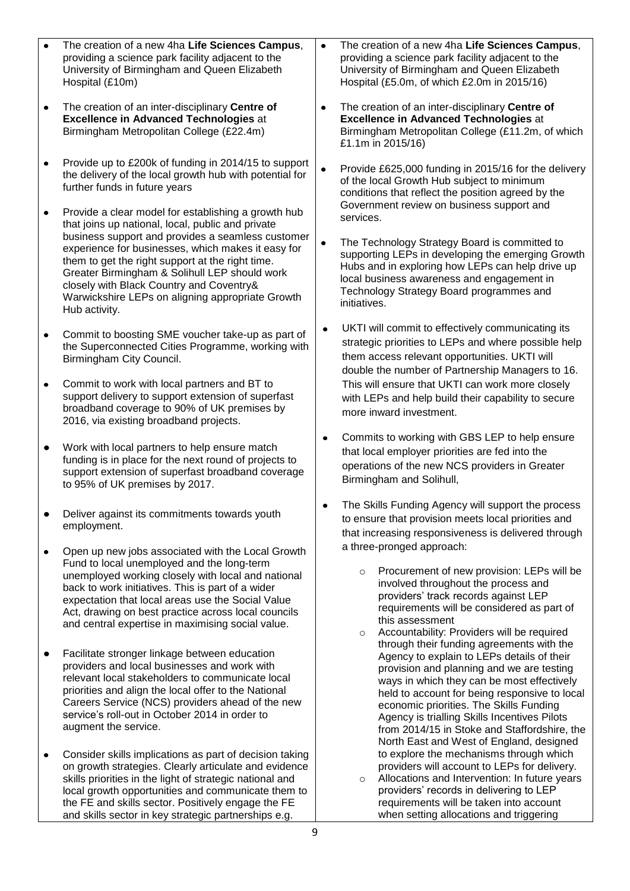| | |
|---|---|
| • The creation of a new 4ha **Life Sciences Campus**, providing a science park facility adjacent to the University of Birmingham and Queen Elizabeth Hospital (£10m)<br><br>• The creation of an inter-disciplinary **Centre of Excellence in Advanced Technologies** at Birmingham Metropolitan College (£22.4m)<br><br>• Provide up to £200k of funding in 2014/15 to support the delivery of the local growth hub with potential for further funds in future years<br><br>• Provide a clear model for establishing a growth hub that joins up national, local, public and private business support and provides a seamless customer experience for businesses, which makes it easy for them to get the right support at the right time. Greater Birmingham & Solihull LEP should work closely with Black Country and Coventry& Warwickshire LEPs on aligning appropriate Growth Hub activity.<br><br>• Commit to boosting SME voucher take-up as part of the Superconnected Cities Programme, working with Birmingham City Council.<br><br>• Commit to work with local partners and BT to support delivery to support extension of superfast broadband coverage to 90% of UK premises by 2016, via existing broadband projects.<br><br>• Work with local partners to help ensure match funding is in place for the next round of projects to support extension of superfast broadband coverage to 95% of UK premises by 2017.<br><br>• Deliver against its commitments towards youth employment.<br><br>• Open up new jobs associated with the Local Growth Fund to local unemployed and the long-term unemployed working closely with local and national back to work initiatives. This is part of a wider expectation that local areas use the Social Value Act, drawing on best practice across local councils and central expertise in maximising social value.<br><br>• Facilitate stronger linkage between education providers and local businesses and work with relevant local stakeholders to communicate local priorities and align the local offer to the National Careers Service (NCS) providers ahead of the new service's roll-out in October 2014 in order to augment the service.<br><br>• Consider skills implications as part of decision taking on growth strategies. Clearly articulate and evidence skills priorities in the light of strategic national and local growth opportunities and communicate them to the FE and skills sector. Positively engage the FE and skills sector in key strategic partnerships e.g. | • The creation of a new 4ha **Life Sciences Campus**, providing a science park facility adjacent to the University of Birmingham and Queen Elizabeth Hospital (£5.0m, of which £2.0m in 2015/16)<br><br>• The creation of an inter-disciplinary **Centre of Excellence in Advanced Technologies** at Birmingham Metropolitan College (£11.2m, of which £1.1m in 2015/16)<br><br>• Provide £625,000 funding in 2015/16 for the delivery of the local Growth Hub subject to minimum conditions that reflect the position agreed by the Government review on business support and services.<br><br>• The Technology Strategy Board is committed to supporting LEPs in developing the emerging Growth Hubs and in exploring how LEPs can help drive up local business awareness and engagement in Technology Strategy Board programmes and initiatives.<br><br>• UKTI will commit to effectively communicating its strategic priorities to LEPs and where possible help them access relevant opportunities. UKTI will double the number of Partnership Managers to 16. This will ensure that UKTI can work more closely with LEPs and help build their capability to secure more inward investment.<br><br>• Commits to working with GBS LEP to help ensure that local employer priorities are fed into the operations of the new NCS providers in Greater Birmingham and Solihull,<br><br>• The Skills Funding Agency will support the process to ensure that provision meets local priorities and that increasing responsiveness is delivered through a three-pronged approach:<br>  ○ Procurement of new provision: LEPs will be involved throughout the process and providers' track records against LEP requirements will be considered as part of this assessment<br>  ○ Accountability: Providers will be required through their funding agreements with the Agency to explain to LEPs details of their provision and planning and we are testing ways in which they can be most effectively held to account for being responsive to local economic priorities. The Skills Funding Agency is trialling Skills Incentives Pilots from 2014/15 in Stoke and Staffordshire, the North East and West of England, designed to explore the mechanisms through which providers will account to LEPs for delivery.<br>  ○ Allocations and Intervention: In future years providers' records in delivering to LEP requirements will be taken into account when setting allocations and triggering |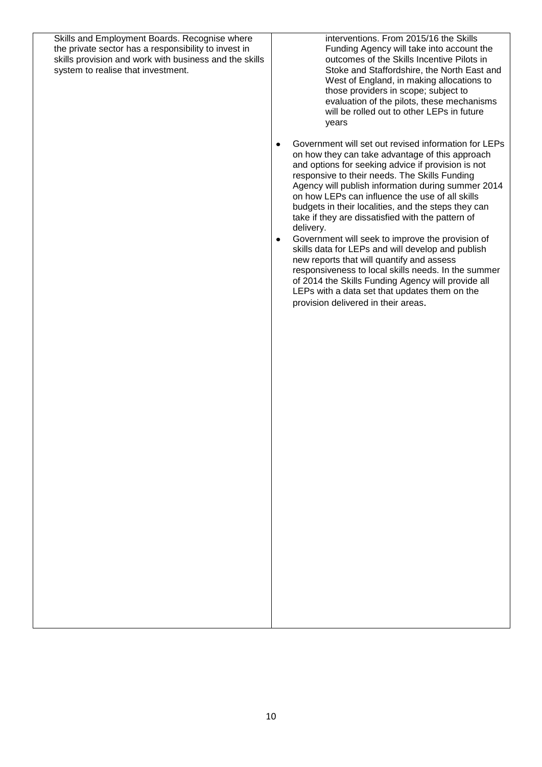| | |
|---|---|
| Skills and Employment Boards. Recognise where the private sector has a responsibility to invest in skills provision and work with business and the skills system to realise that investment. | interventions. From 2015/16 the Skills Funding Agency will take into account the outcomes of the Skills Incentive Pilots in Stoke and Staffordshire, the North East and West of England, in making allocations to those providers in scope; subject to evaluation of the pilots, these mechanisms will be rolled out to other LEPs in future years<br><br>• Government will set out revised information for LEPs on how they can take advantage of this approach and options for seeking advice if provision is not responsive to their needs. The Skills Funding Agency will publish information during summer 2014 on how LEPs can influence the use of all skills budgets in their localities, and the steps they can take if they are dissatisfied with the pattern of delivery.<br>• Government will seek to improve the provision of skills data for LEPs and will develop and publish new reports that will quantify and assess responsiveness to local skills needs. In the summer of 2014 the Skills Funding Agency will provide all LEPs with a data set that updates them on the provision delivered in their areas. |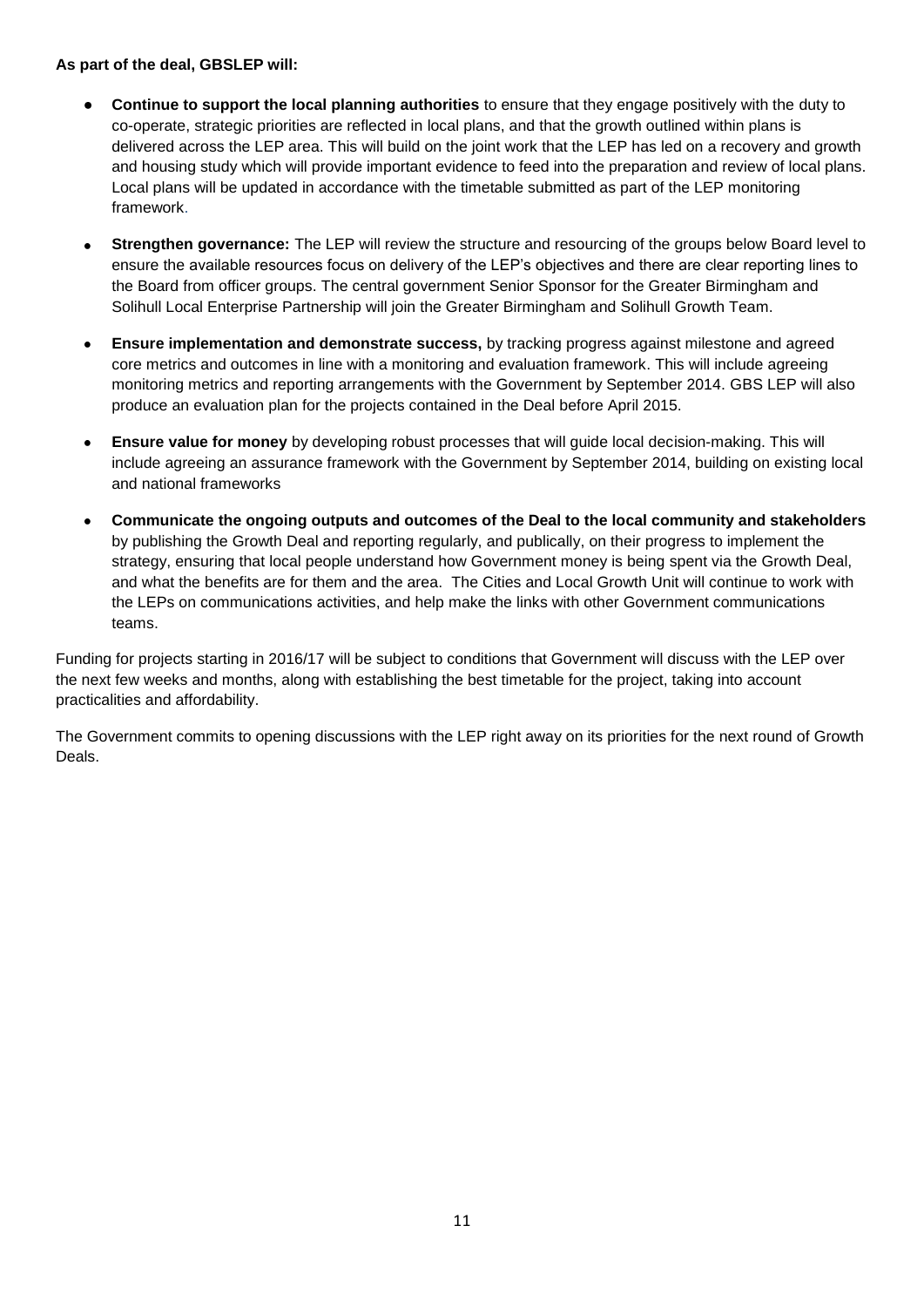**As part of the deal, GBSLEP will:**

- **Continue to support the local planning authorities** to ensure that they engage positively with the duty to co-operate, strategic priorities are reflected in local plans, and that the growth outlined within plans is delivered across the LEP area. This will build on the joint work that the LEP has led on a recovery and growth and housing study which will provide important evidence to feed into the preparation and review of local plans. Local plans will be updated in accordance with the timetable submitted as part of the LEP monitoring framework.

- **Strengthen governance:** The LEP will review the structure and resourcing of the groups below Board level to ensure the available resources focus on delivery of the LEP's objectives and there are clear reporting lines to the Board from officer groups. The central government Senior Sponsor for the Greater Birmingham and Solihull Local Enterprise Partnership will join the Greater Birmingham and Solihull Growth Team.

- **Ensure implementation and demonstrate success,** by tracking progress against milestone and agreed core metrics and outcomes in line with a monitoring and evaluation framework. This will include agreeing monitoring metrics and reporting arrangements with the Government by September 2014. GBS LEP will also produce an evaluation plan for the projects contained in the Deal before April 2015.

- **Ensure value for money** by developing robust processes that will guide local decision-making. This will include agreeing an assurance framework with the Government by September 2014, building on existing local and national frameworks

- **Communicate the ongoing outputs and outcomes of the Deal to the local community and stakeholders** by publishing the Growth Deal and reporting regularly, and publically, on their progress to implement the strategy, ensuring that local people understand how Government money is being spent via the Growth Deal, and what the benefits are for them and the area. The Cities and Local Growth Unit will continue to work with the LEPs on communications activities, and help make the links with other Government communications teams.

Funding for projects starting in 2016/17 will be subject to conditions that Government will discuss with the LEP over the next few weeks and months, along with establishing the best timetable for the project, taking into account practicalities and affordability.

The Government commits to opening discussions with the LEP right away on its priorities for the next round of Growth Deals.